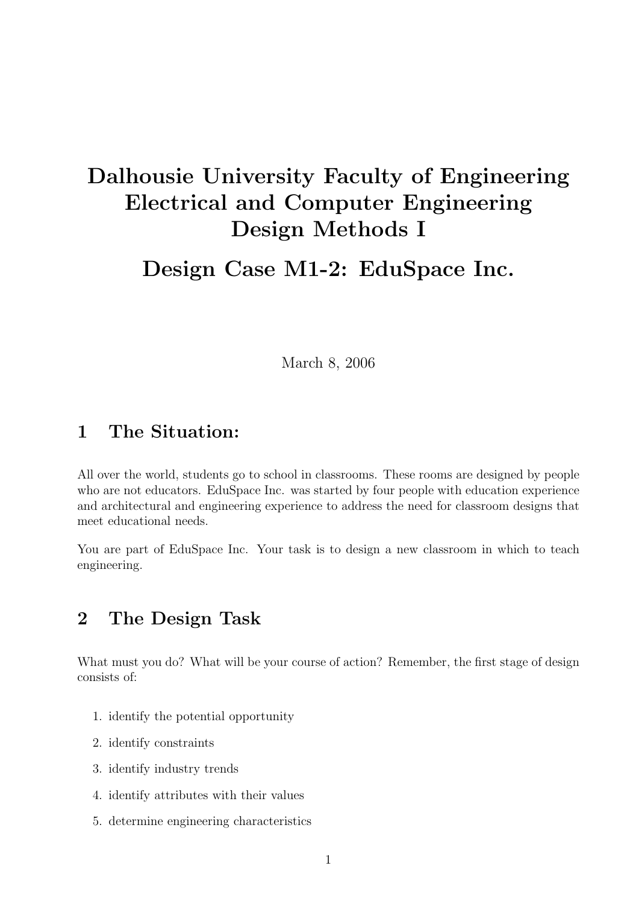# Dalhousie University Faculty of Engineering Electrical and Computer Engineering Design Methods I

# Design Case M1-2: EduSpace Inc.

March 8, 2006

## 1 The Situation:

All over the world, students go to school in classrooms. These rooms are designed by people who are not educators. EduSpace Inc. was started by four people with education experience and architectural and engineering experience to address the need for classroom designs that meet educational needs.

You are part of EduSpace Inc. Your task is to design a new classroom in which to teach engineering.

## 2 The Design Task

What must you do? What will be your course of action? Remember, the first stage of design consists of:

1. identify the potential opportunity
2. identify constraints
3. identify industry trends
4. identify attributes with their values
5. determine engineering characteristics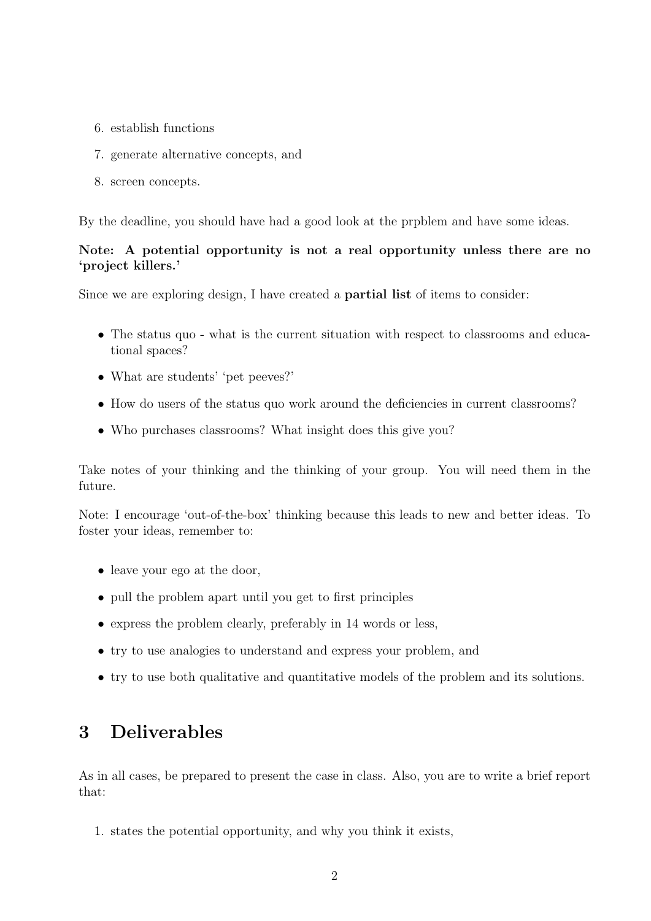6. establish functions
7. generate alternative concepts, and
8. screen concepts.

By the deadline, you should have had a good look at the prpblem and have some ideas.

**Note: A potential opportunity is not a real opportunity unless there are no 'project killers.'**

Since we are exploring design, I have created a **partial list** of items to consider:

- The status quo - what is the current situation with respect to classrooms and educational spaces?
- What are students' 'pet peeves?'
- How do users of the status quo work around the deficiencies in current classrooms?
- Who purchases classrooms? What insight does this give you?

Take notes of your thinking and the thinking of your group. You will need them in the future.

Note: I encourage 'out-of-the-box' thinking because this leads to new and better ideas. To foster your ideas, remember to:

- leave your ego at the door,
- pull the problem apart until you get to first principles
- express the problem clearly, preferably in 14 words or less,
- try to use analogies to understand and express your problem, and
- try to use both qualitative and quantitative models of the problem and its solutions.

## 3 Deliverables

As in all cases, be prepared to present the case in class. Also, you are to write a brief report that:

1. states the potential opportunity, and why you think it exists,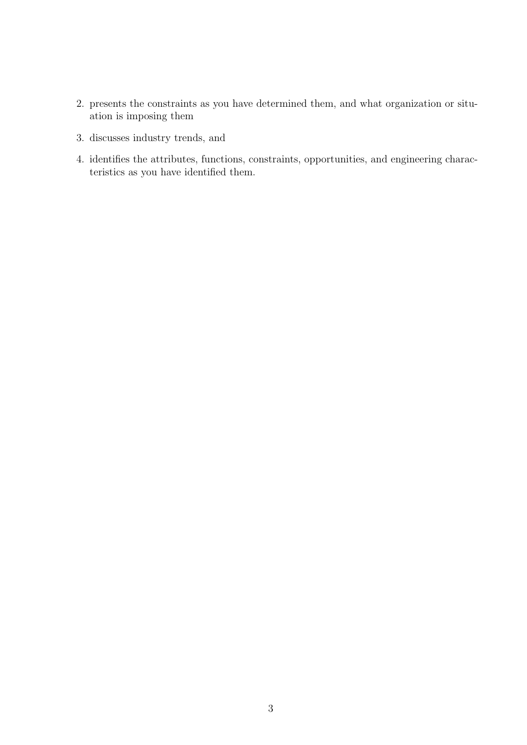2. presents the constraints as you have determined them, and what organization or situation is imposing them
3. discusses industry trends, and
4. identifies the attributes, functions, constraints, opportunities, and engineering characteristics as you have identified them.